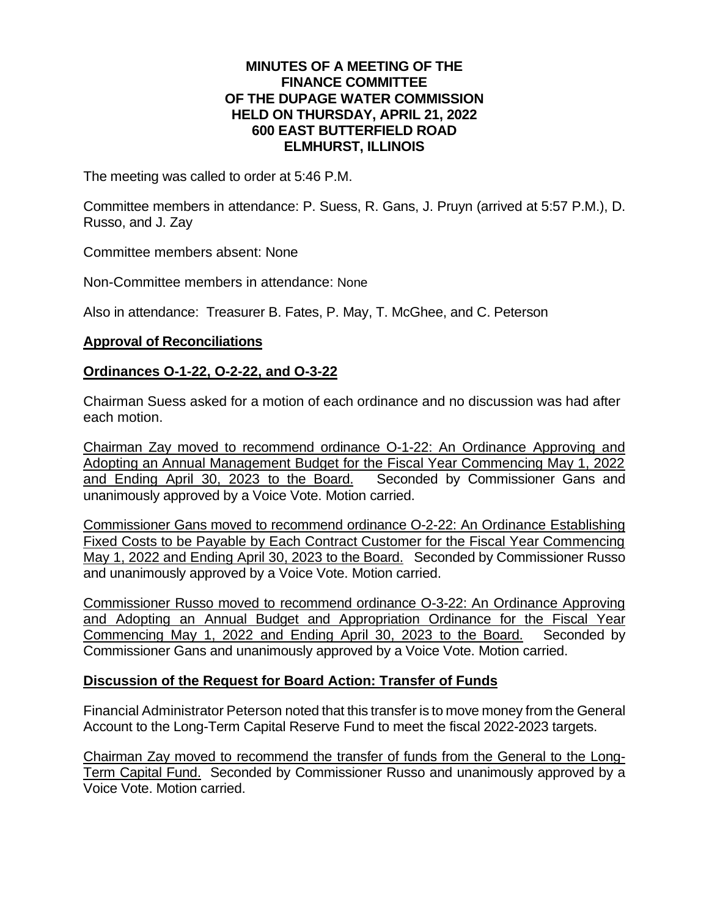**MINUTES OF A MEETING OF THE**
**FINANCE COMMITTEE**
**OF THE DUPAGE WATER COMMISSION**
**HELD ON THURSDAY, APRIL 21, 2022**
**600 EAST BUTTERFIELD ROAD**
**ELMHURST, ILLINOIS**

The meeting was called to order at 5:46 P.M.

Committee members in attendance: P. Suess, R. Gans, J. Pruyn (arrived at 5:57 P.M.), D. Russo, and J. Zay

Committee members absent: None

Non-Committee members in attendance: None

Also in attendance: Treasurer B. Fates, P. May, T. McGhee, and C. Peterson

## Approval of Reconciliations

## Ordinances O-1-22, O-2-22, and O-3-22

Chairman Suess asked for a motion of each ordinance and no discussion was had after each motion.

Chairman Zay moved to recommend ordinance O-1-22: An Ordinance Approving and Adopting an Annual Management Budget for the Fiscal Year Commencing May 1, 2022 and Ending April 30, 2023 to the Board. Seconded by Commissioner Gans and unanimously approved by a Voice Vote. Motion carried.

Commissioner Gans moved to recommend ordinance O-2-22: An Ordinance Establishing Fixed Costs to be Payable by Each Contract Customer for the Fiscal Year Commencing May 1, 2022 and Ending April 30, 2023 to the Board. Seconded by Commissioner Russo and unanimously approved by a Voice Vote. Motion carried.

Commissioner Russo moved to recommend ordinance O-3-22: An Ordinance Approving and Adopting an Annual Budget and Appropriation Ordinance for the Fiscal Year Commencing May 1, 2022 and Ending April 30, 2023 to the Board. Seconded by Commissioner Gans and unanimously approved by a Voice Vote. Motion carried.

## Discussion of the Request for Board Action: Transfer of Funds

Financial Administrator Peterson noted that this transfer is to move money from the General Account to the Long-Term Capital Reserve Fund to meet the fiscal 2022-2023 targets.

Chairman Zay moved to recommend the transfer of funds from the General to the Long-Term Capital Fund. Seconded by Commissioner Russo and unanimously approved by a Voice Vote. Motion carried.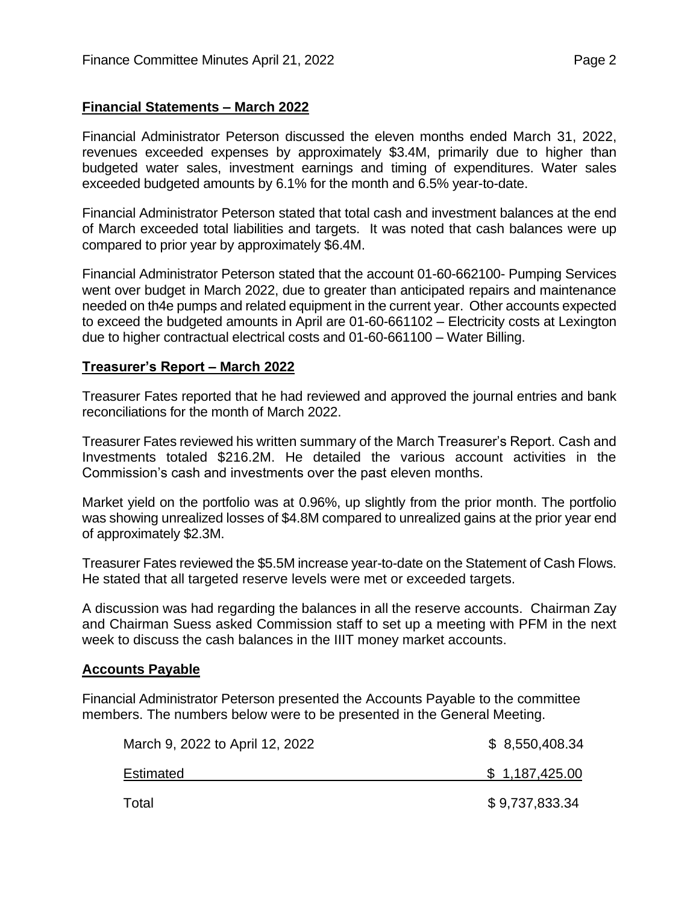## Financial Statements – March 2022

Financial Administrator Peterson discussed the eleven months ended March 31, 2022, revenues exceeded expenses by approximately $3.4M, primarily due to higher than budgeted water sales, investment earnings and timing of expenditures. Water sales exceeded budgeted amounts by 6.1% for the month and 6.5% year-to-date.

Financial Administrator Peterson stated that total cash and investment balances at the end of March exceeded total liabilities and targets. It was noted that cash balances were up compared to prior year by approximately $6.4M.

Financial Administrator Peterson stated that the account 01-60-662100- Pumping Services went over budget in March 2022, due to greater than anticipated repairs and maintenance needed on th4e pumps and related equipment in the current year. Other accounts expected to exceed the budgeted amounts in April are 01-60-661102 – Electricity costs at Lexington due to higher contractual electrical costs and 01-60-661100 – Water Billing.

## Treasurer's Report – March 2022

Treasurer Fates reported that he had reviewed and approved the journal entries and bank reconciliations for the month of March 2022.

Treasurer Fates reviewed his written summary of the March Treasurer's Report. Cash and Investments totaled $216.2M. He detailed the various account activities in the Commission's cash and investments over the past eleven months.

Market yield on the portfolio was at 0.96%, up slightly from the prior month. The portfolio was showing unrealized losses of $4.8M compared to unrealized gains at the prior year end of approximately $2.3M.

Treasurer Fates reviewed the $5.5M increase year-to-date on the Statement of Cash Flows. He stated that all targeted reserve levels were met or exceeded targets.

A discussion was had regarding the balances in all the reserve accounts. Chairman Zay and Chairman Suess asked Commission staff to set up a meeting with PFM in the next week to discuss the cash balances in the IIIT money market accounts.

## Accounts Payable

Financial Administrator Peterson presented the Accounts Payable to the committee members. The numbers below were to be presented in the General Meeting.

| | |
|---|---|
| March 9, 2022 to April 12, 2022 | $ 8,550,408.34 |
| Estimated | $ 1,187,425.00 |
| Total | $ 9,737,833.34 |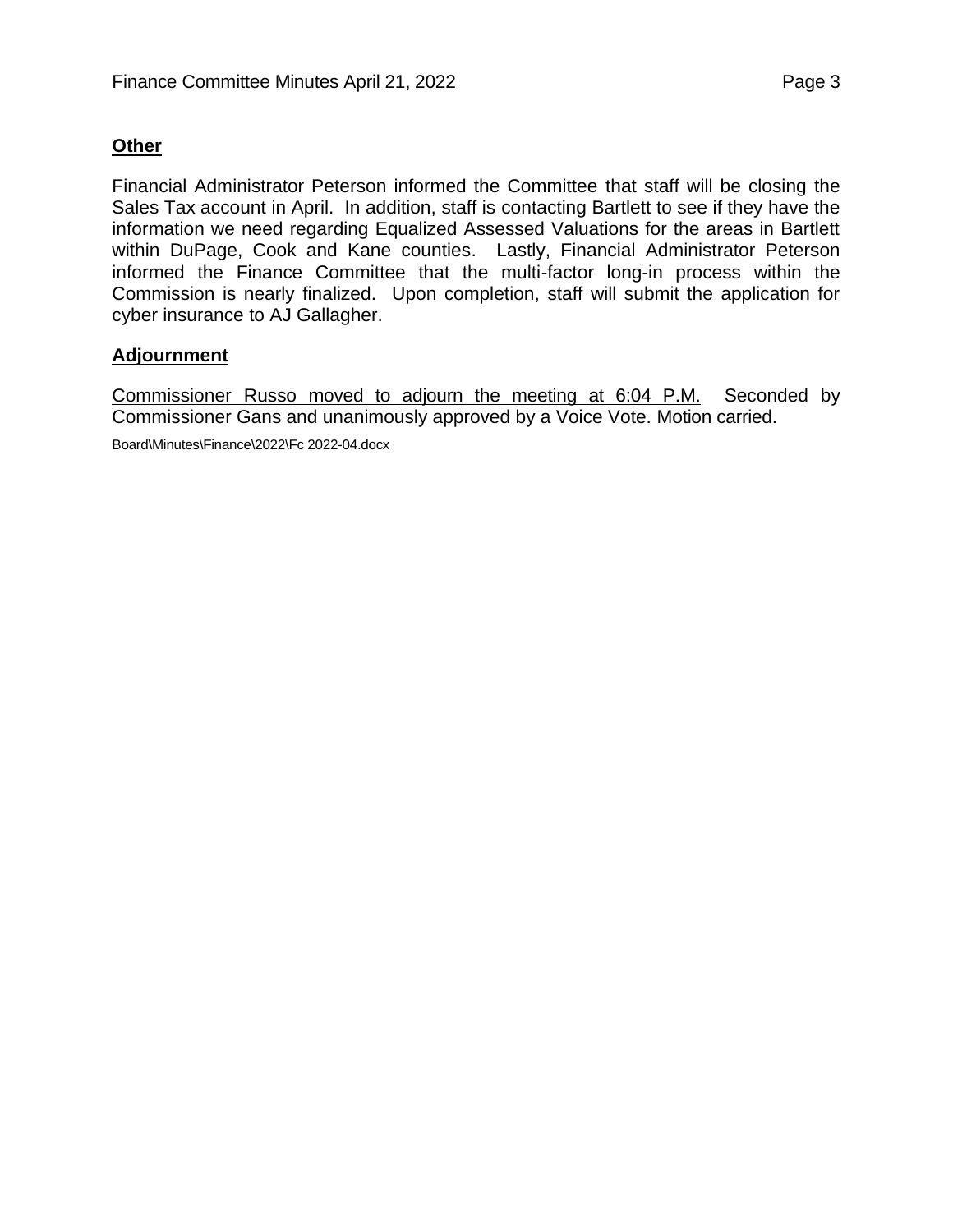**Other**

Financial Administrator Peterson informed the Committee that staff will be closing the Sales Tax account in April. In addition, staff is contacting Bartlett to see if they have the information we need regarding Equalized Assessed Valuations for the areas in Bartlett within DuPage, Cook and Kane counties. Lastly, Financial Administrator Peterson informed the Finance Committee that the multi-factor long-in process within the Commission is nearly finalized. Upon completion, staff will submit the application for cyber insurance to AJ Gallagher.

**Adjournment**

Commissioner Russo moved to adjourn the meeting at 6:04 P.M. Seconded by Commissioner Gans and unanimously approved by a Voice Vote. Motion carried.

Board\Minutes\Finance\2022\Fc 2022-04.docx